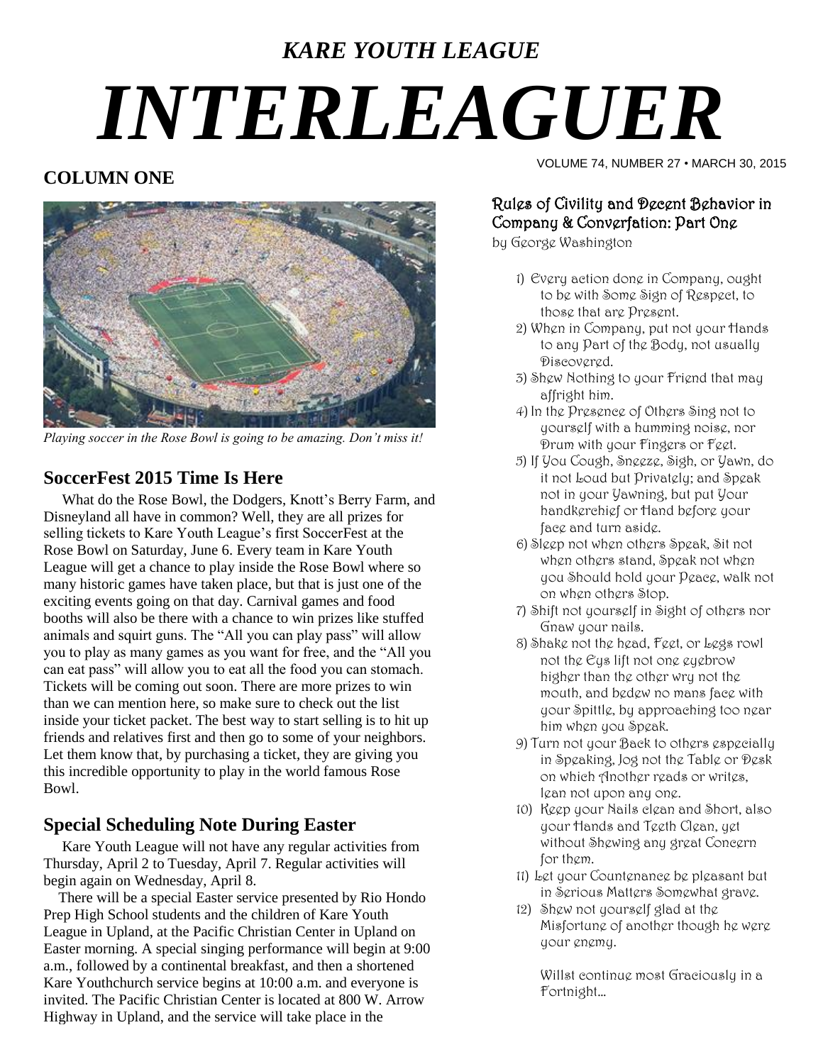*KARE YOUTH LEAGUE*

# *INTERLEAGUER*

VOLUME 74, NUMBER 27 • MARCH 30, 2015

## COLUMN ONE

*Playing soccer in the Rose Bowl is going to be amazing. Don't miss it!*

### SoccerFest 2015 Time Is Here

What do the Rose Bowl, the Dodgers, Knott's Berry Farm, and Disneyland all have in common? Well, they are all prizes for selling tickets to Kare Youth League's first SoccerFest at the Rose Bowl on Saturday, June 6. Every team in Kare Youth League will get a chance to play inside the Rose Bowl where so many historic games have taken place, but that is just one of the exciting events going on that day. Carnival games and food booths will also be there with a chance to win prizes like stuffed animals and squirt guns. The "All you can play pass" will allow you to play as many games as you want for free, and the "All you can eat pass" will allow you to eat all the food you can stomach. Tickets will be coming out soon. There are more prizes to win than we can mention here, so make sure to check out the list inside your ticket packet. The best way to start selling is to hit up friends and relatives first and then go to some of your neighbors. Let them know that, by purchasing a ticket, they are giving you this incredible opportunity to play in the world famous Rose Bowl.

### Special Scheduling Note During Easter

Kare Youth League will not have any regular activities from Thursday, April 2 to Tuesday, April 7. Regular activities will begin again on Wednesday, April 8.

There will be a special Easter service presented by Rio Hondo Prep High School students and the children of Kare Youth League in Upland, at the Pacific Christian Center in Upland on Easter morning. A special singing performance will begin at 9:00 a.m., followed by a continental breakfast, and then a shortened Kare Youthchurch service begins at 10:00 a.m. and everyone is invited. The Pacific Christian Center is located at 800 W. Arrow Highway in Upland, and the service will take place in the

### Rules of Civility and Decent Behavior in Company & Converfation: Part One

by George Washington

1) Every action done in Company, ought to be with Some Sign of Respect, to those that are Present.
2) When in Company, put not your Hands to any Part of the Body, not usually Discovered.
3) Shew Nothing to your Friend that may affright him.
4) In the Presence of Others Sing not to yourself with a humming noise, nor Drum with your Fingers or Feet.
5) If You Cough, Sneeze, Sigh, or Yawn, do it not Loud but Privately; and Speak not in your Yawning, but put Your handkerchief or Hand before your face and turn aside.
6) Sleep not when others Speak, Sit not when others stand, Speak not when you Should hold your Peace, walk not on when others Stop.
7) Shift not yourself in Sight of others nor Gnaw your nails.
8) Shake not the head, Feet, or Legs rowl not the Eys lift not one eyebrow higher than the other wry not the mouth, and bedew no mans face with your Spittle, by approaching too near him when you Speak.
9) Turn not your Back to others especially in Speaking, Jog not the Table or Desk on which Another reads or writes, lean not upon any one.
10) Keep your Nails clean and Short, also your Hands and Teeth Clean, yet without Shewing any great Concern for them.
11) Let your Countenance be pleasant but in Serious Matters Somewhat grave.
12) Shew not yourself glad at the Misfortune of another though he were your enemy.

Willst continue most Graciously in a Fortnight…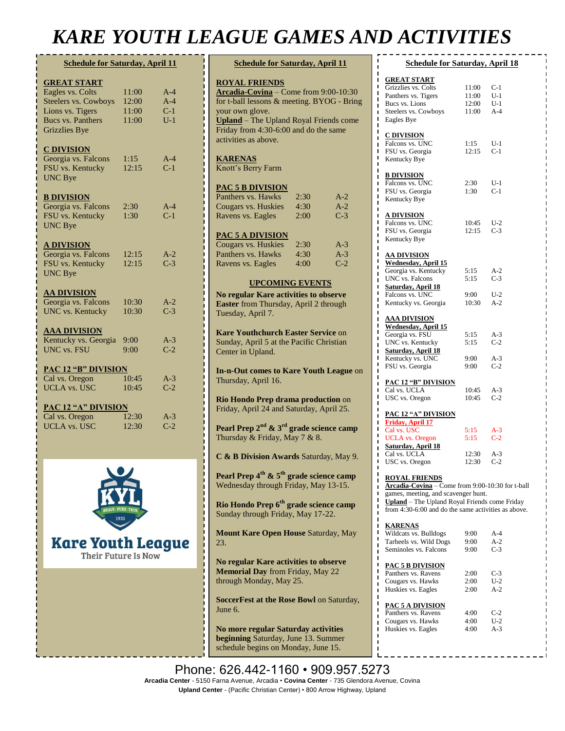# KARE YOUTH LEAGUE GAMES AND ACTIVITIES

## Schedule for Saturday, April 11

**GREAT START**

| | | |
|---|---|---|
| Eagles vs. Colts | 11:00 | A-4 |
| Steelers vs. Cowboys | 12:00 | A-4 |
| Lions vs. Tigers | 11:00 | C-1 |
| Bucs vs. Panthers | 11:00 | U-1 |
| Grizzlies Bye | | |

**C DIVISION**

| | | |
|---|---|---|
| Georgia vs. Falcons | 1:15 | A-4 |
| FSU vs. Kentucky | 12:15 | C-1 |
| UNC Bye | | |

**B DIVISION**

| | | |
|---|---|---|
| Georgia vs. Falcons | 2:30 | A-4 |
| FSU vs. Kentucky | 1:30 | C-1 |
| UNC Bye | | |

**A DIVISION**

| | | |
|---|---|---|
| Georgia vs. Falcons | 12:15 | A-2 |
| FSU vs. Kentucky | 12:15 | C-3 |
| UNC Bye | | |

**AA DIVISION**

| | | |
|---|---|---|
| Georgia vs. Falcons | 10:30 | A-2 |
| UNC vs. Kentucky | 10:30 | C-3 |

**AAA DIVISION**

| | | |
|---|---|---|
| Kentucky vs. Georgia | 9:00 | A-3 |
| UNC vs. FSU | 9:00 | C-2 |

**PAC 12 "B" DIVISION**

| | | |
|---|---|---|
| Cal vs. Oregon | 10:45 | A-3 |
| UCLA vs. USC | 10:45 | C-2 |

**PAC 12 "A" DIVISION**

| | | |
|---|---|---|
| Cal vs. Oregon | 12:30 | A-3 |
| UCLA vs. USC | 12:30 | C-2 |

KYL BRAVE · PURE · TRUE 1931

**Kare Youth League**
Their Future Is Now

## Schedule for Saturday, April 11

**ROYAL FRIENDS**

**Arcadia-Covina** – Come from 9:00-10:30 for t-ball lessons & meeting. BYOG - Bring your own glove.

**Upland** – The Upland Royal Friends come Friday from 4:30-6:00 and do the same activities as above.

**KARENAS**

Knott's Berry Farm

**PAC 5 B DIVISION**

| | | |
|---|---|---|
| Panthers vs. Hawks | 2:30 | A-2 |
| Cougars vs. Huskies | 4:30 | A-2 |
| Ravens vs. Eagles | 2:00 | C-3 |

**PAC 5 A DIVISION**

| | | |
|---|---|---|
| Cougars vs. Huskies | 2:30 | A-3 |
| Panthers vs. Hawks | 4:30 | A-3 |
| Ravens vs. Eagles | 4:00 | C-2 |

### UPCOMING EVENTS

**No regular Kare activities to observe Easter** from Thursday, April 2 through Tuesday, April 7.

**Kare Youthchurch Easter Service** on Sunday, April 5 at the Pacific Christian Center in Upland.

**In-n-Out comes to Kare Youth League** on Thursday, April 16.

**Rio Hondo Prep drama production** on Friday, April 24 and Saturday, April 25.

**Pearl Prep 2nd & 3rd grade science camp** Thursday & Friday, May 7 & 8.

**C & B Division Awards** Saturday, May 9.

**Pearl Prep 4th & 5th grade science camp** Wednesday through Friday, May 13-15.

**Rio Hondo Prep 6th grade science camp** Sunday through Friday, May 17-22.

**Mount Kare Open House** Saturday, May 23.

**No regular Kare activities to observe Memorial Day** from Friday, May 22 through Monday, May 25.

**SoccerFest at the Rose Bowl** on Saturday, June 6.

**No more regular Saturday activities beginning** Saturday, June 13. Summer schedule begins on Monday, June 15.

## Schedule for Saturday, April 18

**GREAT START**

| | | |
|---|---|---|
| Grizzlies vs. Colts | 11:00 | C-1 |
| Panthers vs. Tigers | 11:00 | U-1 |
| Bucs vs. Lions | 12:00 | U-1 |
| Steelers vs. Cowboys | 11:00 | A-4 |
| Eagles Bye | | |

**C DIVISION**

| | | |
|---|---|---|
| Falcons vs. UNC | 1:15 | U-1 |
| FSU vs. Georgia | 12:15 | C-1 |
| Kentucky Bye | | |

**B DIVISION**

| | | |
|---|---|---|
| Falcons vs. UNC | 2:30 | U-1 |
| FSU vs. Georgia | 1:30 | C-1 |
| Kentucky Bye | | |

**A DIVISION**

| | | |
|---|---|---|
| Falcons vs. UNC | 10:45 | U-2 |
| FSU vs. Georgia | 12:15 | C-3 |
| Kentucky Bye | | |

**AA DIVISION**

| | | |
|---|---|---|
| **Wednesday, April 15** | | |
| Georgia vs. Kentucky | 5:15 | A-2 |
| UNC vs. Falcons | 5:15 | C-3 |
| **Saturday, April 18** | | |
| Falcons vs. UNC | 9:00 | U-2 |
| Kentucky vs. Georgia | 10:30 | A-2 |

**AAA DIVISION**

| | | |
|---|---|---|
| **Wednesday, April 15** | | |
| Georgia vs. FSU | 5:15 | A-3 |
| UNC vs. Kentucky | 5:15 | C-2 |
| **Saturday, April 18** | | |
| Kentucky vs. UNC | 9:00 | A-3 |
| FSU vs. Georgia | 9:00 | C-2 |

**PAC 12 "B" DIVISION**

| | | |
|---|---|---|
| Cal vs. UCLA | 10:45 | A-3 |
| USC vs. Oregon | 10:45 | C-2 |

**PAC 12 "A" DIVISION**

| | | |
|---|---|---|
| **Friday, April 17** | | |
| Cal vs. USC | 5:15 | A-3 |
| UCLA vs. Oregon | 5:15 | C-2 |
| **Saturday, April 18** | | |
| Cal vs. UCLA | 12:30 | A-3 |
| USC vs. Oregon | 12:30 | C-2 |

**ROYAL FRIENDS**

**Arcadia-Covina** – Come from 9:00-10:30 for t-ball games, meeting, and scavenger hunt.

**Upland** – The Upland Royal Friends come Friday from 4:30-6:00 and do the same activities as above.

**KARENAS**

| | | |
|---|---|---|
| Wildcats vs. Bulldogs | 9:00 | A-4 |
| Tarheels vs. Wild Dogs | 9:00 | A-2 |
| Seminoles vs. Falcons | 9:00 | C-3 |

**PAC 5 B DIVISION**

| | | |
|---|---|---|
| Panthers vs. Ravens | 2:00 | C-3 |
| Cougars vs. Hawks | 2:00 | U-2 |
| Huskies vs. Eagles | 2:00 | A-2 |

**PAC 5 A DIVISION**

| | | |
|---|---|---|
| Panthers vs. Ravens | 4:00 | C-2 |
| Cougars vs. Hawks | 4:00 | U-2 |
| Huskies vs. Eagles | 4:00 | A-3 |

Phone: 626.442-1160 • 909.957.5273

**Arcadia Center** - 5150 Farna Avenue, Arcadia • **Covina Center** - 735 Glendora Avenue, Covina

**Upland Center** - (Pacific Christian Center) • 800 Arrow Highway, Upland